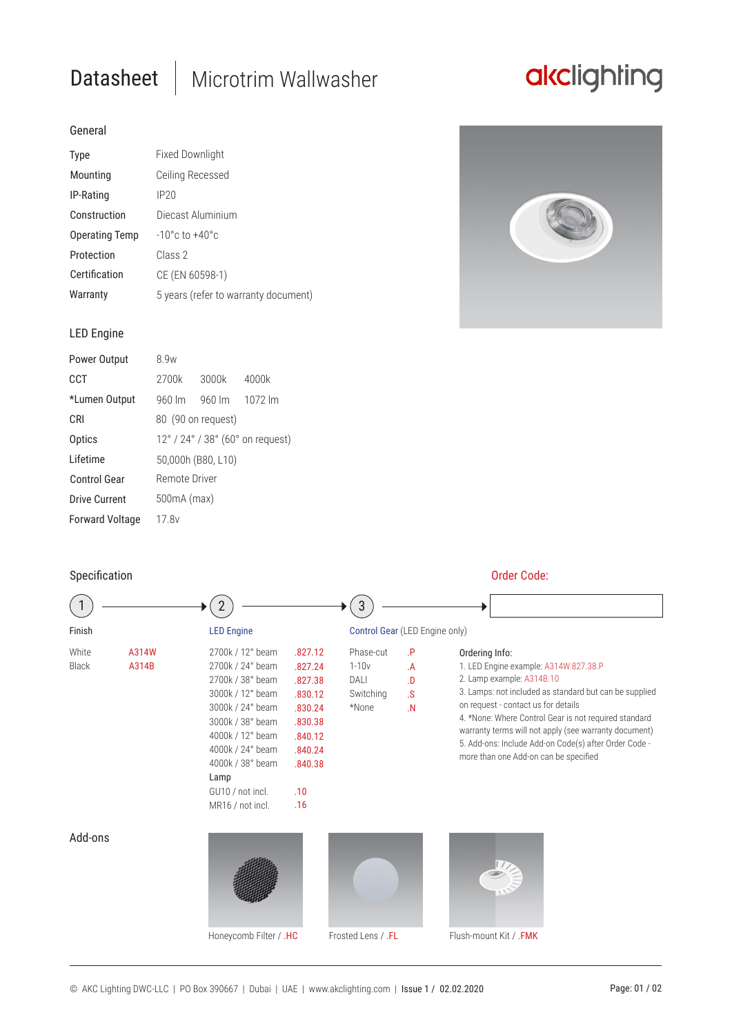# Datasheet | Microtrim Wallwasher

akclighting

## General

| | |
|---|---|
| Type | Fixed Downlight |
| Mounting | Ceiling Recessed |
| IP-Rating | IP20 |
| Construction | Diecast Aluminium |
| Operating Temp | -10°c to +40°c |
| Protection | Class 2 |
| Certification | CE (EN 60598-1) |
| Warranty | 5 years (refer to warranty document) |

## LED Engine

| | | | |
|---|---|---|---|
| Power Output | 8.9w | | |
| CCT | 2700k | 3000k | 4000k |
| *Lumen Output | 960 lm | 960 lm | 1072 lm |
| CRI | 80 (90 on request) | | |
| Optics | 12° / 24° / 38° (60° on request) | | |
| Lifetime | 50,000h (B80, L10) | | |
| Control Gear | Remote Driver | | |
| Drive Current | 500mA (max) | | |
| Forward Voltage | 17.8v | | |

## Specification

1 → 2 → 3 → **Order Code:**

**1. Finish**

| | |
|---|---|
| White | A314W |
| Black | A314B |

**2. LED Engine**

| | |
|---|---|
| 2700k / 12° beam | .827.12 |
| 2700k / 24° beam | .827.24 |
| 2700k / 38° beam | .827.38 |
| 3000k / 12° beam | .830.12 |
| 3000k / 24° beam | .830.24 |
| 3000k / 38° beam | .830.38 |
| 4000k / 12° beam | .840.12 |
| 4000k / 24° beam | .840.24 |
| 4000k / 38° beam | .840.38 |
| **Lamp** | |
| GU10 / not incl. | .10 |
| MR16 / not incl. | .16 |

**3. Control Gear** (LED Engine only)

| | |
|---|---|
| Phase-cut | .P |
| 1-10v | .A |
| DALI | .D |
| Switching | .S |
| *None | .N |

**Ordering Info:**

1. LED Engine example: A314W.827.38.P
2. Lamp example: A314B.10
3. Lamps: not included as standard but can be supplied on request - contact us for details
4. *None: Where Control Gear is not required standard warranty terms will not apply (see warranty document)
5. Add-ons: Include Add-on Code(s) after Order Code - more than one Add-on can be specified

## Add-ons

Honeycomb Filter / .HC

Frosted Lens / .FL

Flush-mount Kit / .FMK

© AKC Lighting DWC-LLC | PO Box 390667 | Dubai | UAE | www.akclighting.com | Issue 1 / 02.02.2020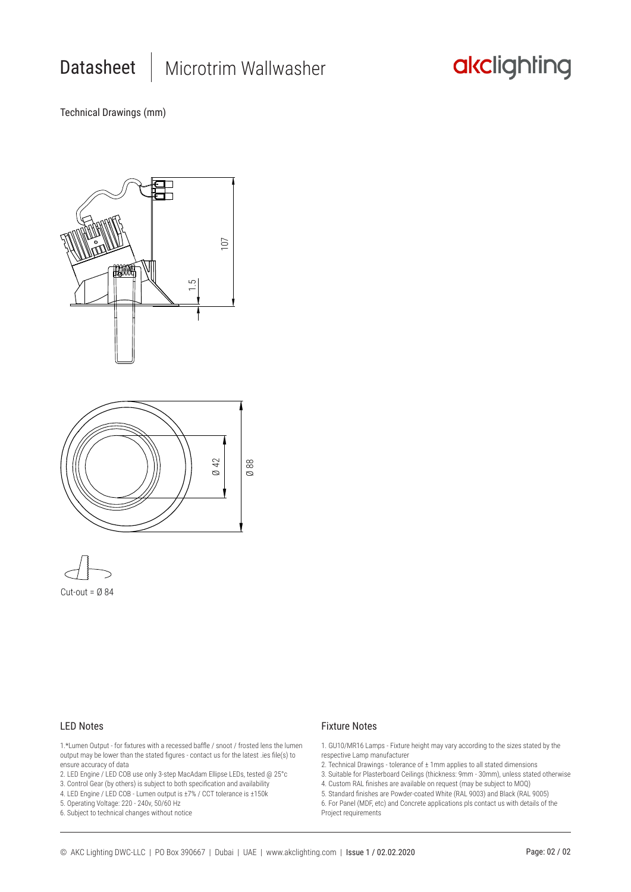# Datasheet | Microtrim Wallwasher

akclighting

## Technical Drawings (mm)

107

1.5

Ø 42

Ø 88

Cut-out = Ø 84

## LED Notes

1.*Lumen Output - for fixtures with a recessed baffle / snoot / frosted lens the lumen output may be lower than the stated figures - contact us for the latest .ies file(s) to ensure accuracy of data
2. LED Engine / LED COB use only 3-step MacAdam Ellipse LEDs, tested @ 25°c
3. Control Gear (by others) is subject to both specification and availability
4. LED Engine / LED COB - Lumen output is ±7% / CCT tolerance is ±150k
5. Operating Voltage: 220 - 240v, 50/60 Hz
6. Subject to technical changes without notice

## Fixture Notes

1. GU10/MR16 Lamps - Fixture height may vary according to the sizes stated by the respective Lamp manufacturer
2. Technical Drawings - tolerance of ± 1mm applies to all stated dimensions
3. Suitable for Plasterboard Ceilings (thickness: 9mm - 30mm), unless stated otherwise
4. Custom RAL finishes are available on request (may be subject to MOQ)
5. Standard finishes are Powder-coated White (RAL 9003) and Black (RAL 9005)
6. For Panel (MDF, etc) and Concrete applications pls contact us with details of the Project requirements

© AKC Lighting DWC-LLC | PO Box 390667 | Dubai | UAE | www.akclighting.com | Issue 1 / 02.02.2020